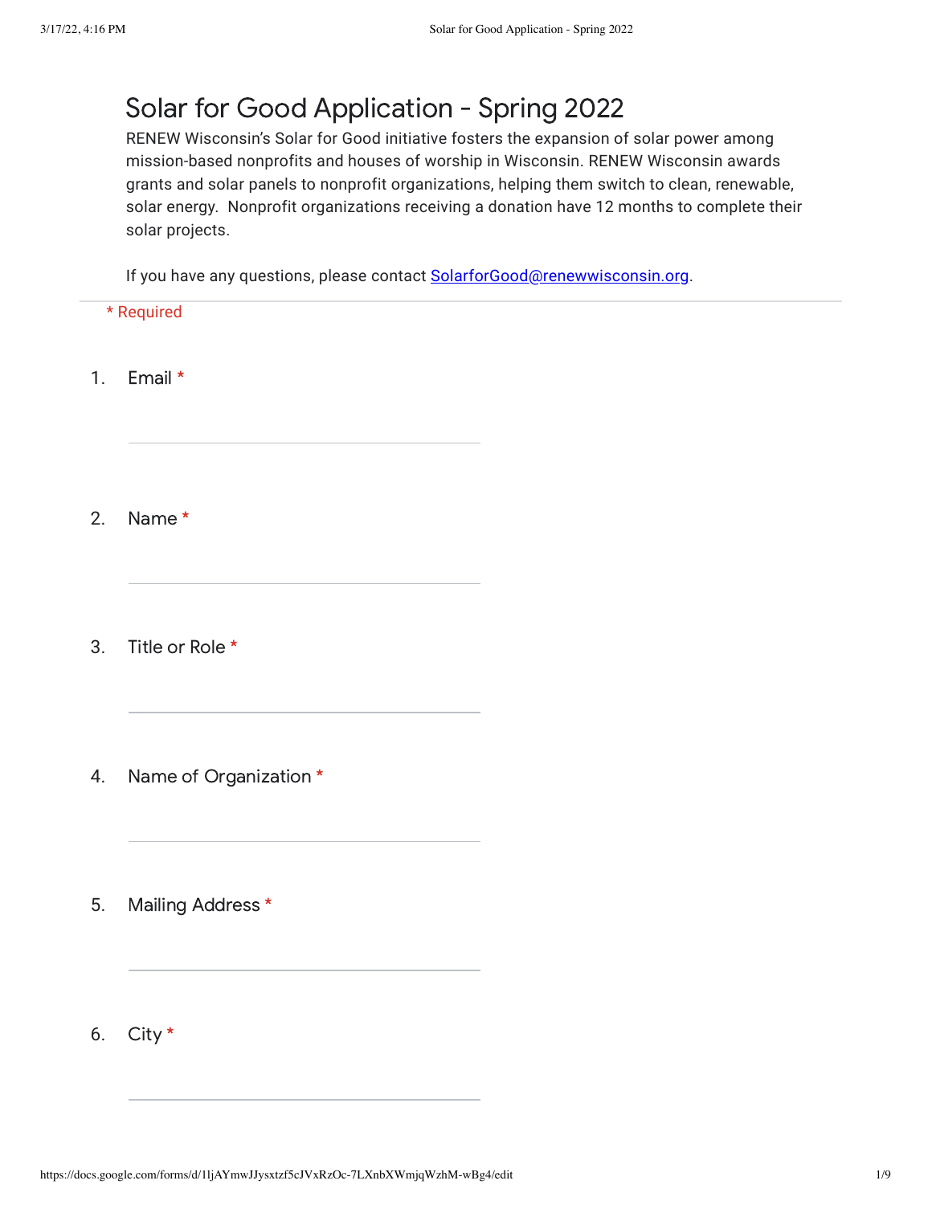# Solar for Good Application - Spring 2022

RENEW Wisconsin's Solar for Good initiative fosters the expansion of solar power among mission-based nonprofits and houses of worship in Wisconsin. RENEW Wisconsin awards grants and solar panels to nonprofit organizations, helping them switch to clean, renewable, solar energy. Nonprofit organizations receiving a donation have 12 months to complete their solar projects.

If you have any questions, please contact [SolarforGood@renewwisconsin.org](mailto:SolarforGood@renewwisconsin.org).

\* Required

1. Email *

   ______________________________

2. Name *

   ______________________________

3. Title or Role *

   ______________________________

4. Name of Organization *

   ______________________________

5. Mailing Address *

   ______________________________

6. City *

   ______________________________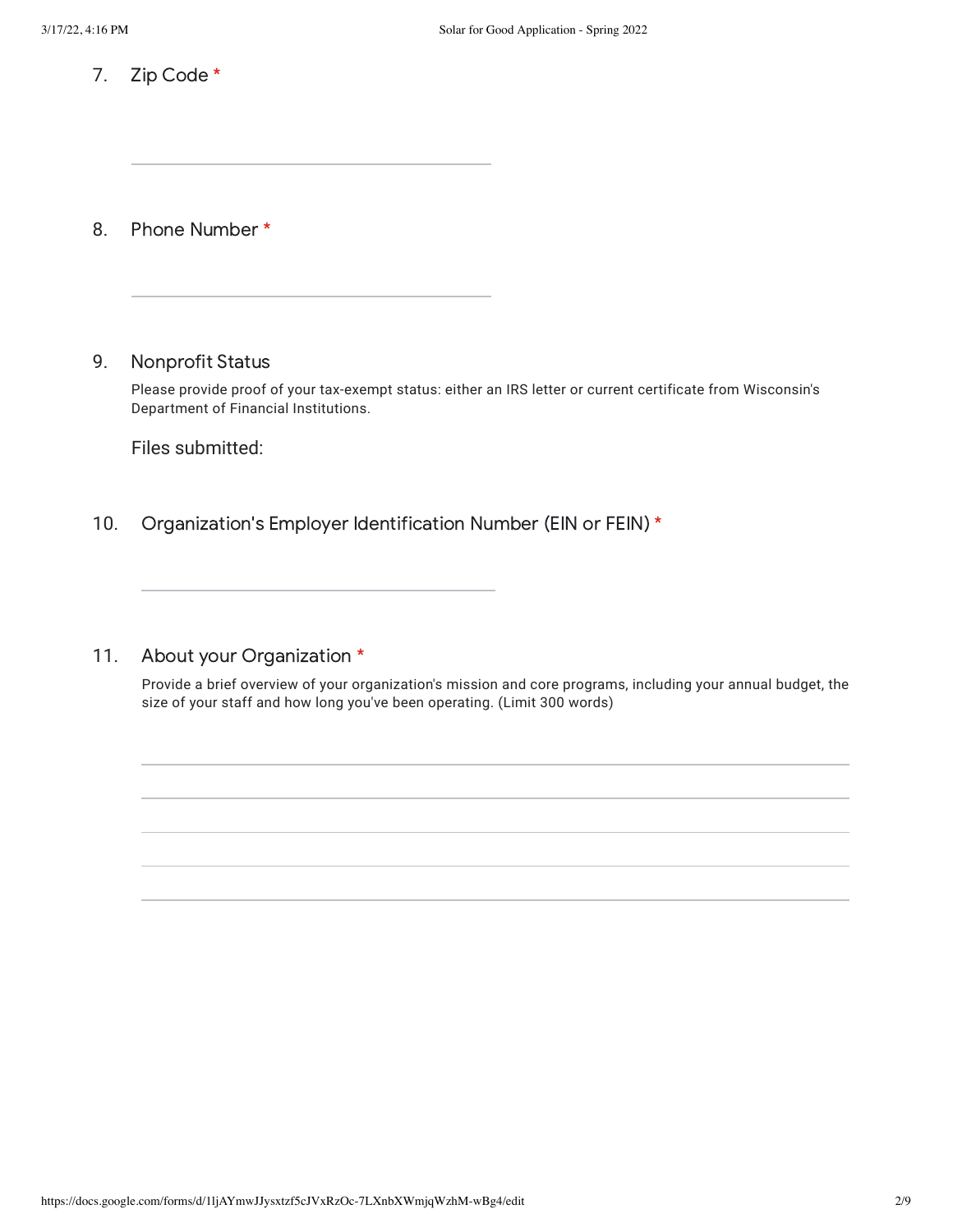7. Zip Code *

8. Phone Number *

9. Nonprofit Status

   Please provide proof of your tax-exempt status: either an IRS letter or current certificate from Wisconsin's Department of Financial Institutions.

   Files submitted:

10. Organization's Employer Identification Number (EIN or FEIN) *

11. About your Organization *

    Provide a brief overview of your organization's mission and core programs, including your annual budget, the size of your staff and how long you've been operating. (Limit 300 words)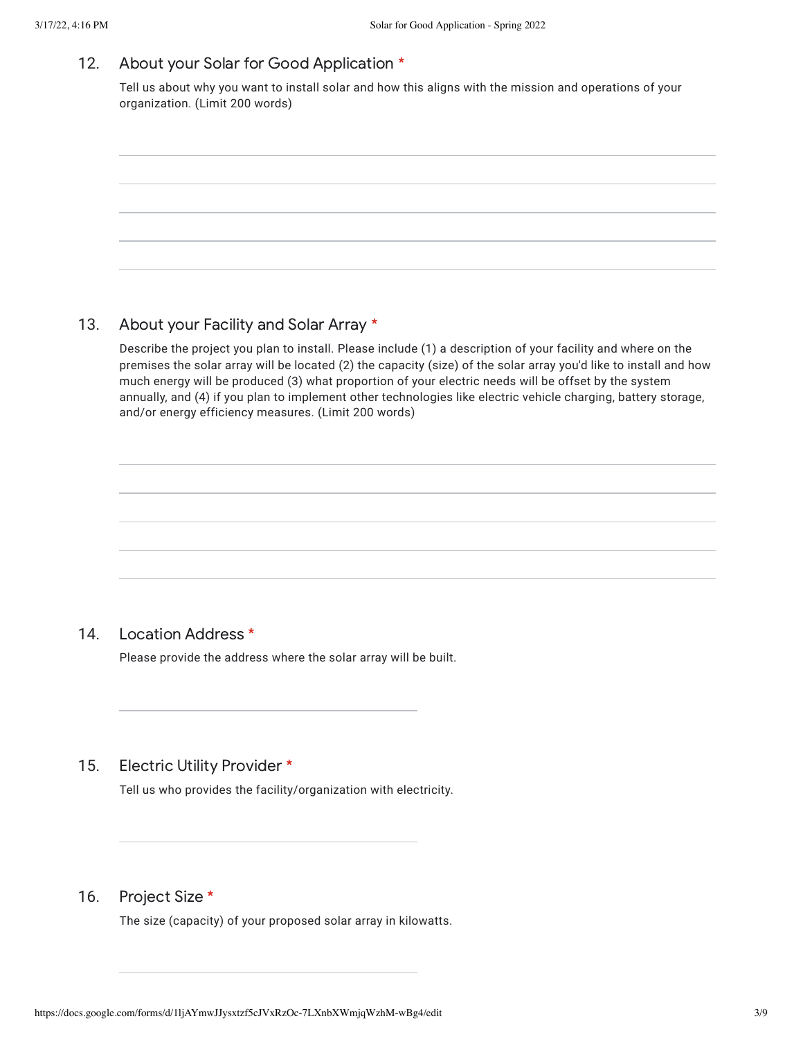12. About your Solar for Good Application *

Tell us about why you want to install solar and how this aligns with the mission and operations of your organization. (Limit 200 words)

13. About your Facility and Solar Array *

Describe the project you plan to install. Please include (1) a description of your facility and where on the premises the solar array will be located (2) the capacity (size) of the solar array you'd like to install and how much energy will be produced (3) what proportion of your electric needs will be offset by the system annually, and (4) if you plan to implement other technologies like electric vehicle charging, battery storage, and/or energy efficiency measures. (Limit 200 words)

14. Location Address *

Please provide the address where the solar array will be built.

15. Electric Utility Provider *

Tell us who provides the facility/organization with electricity.

16. Project Size *

The size (capacity) of your proposed solar array in kilowatts.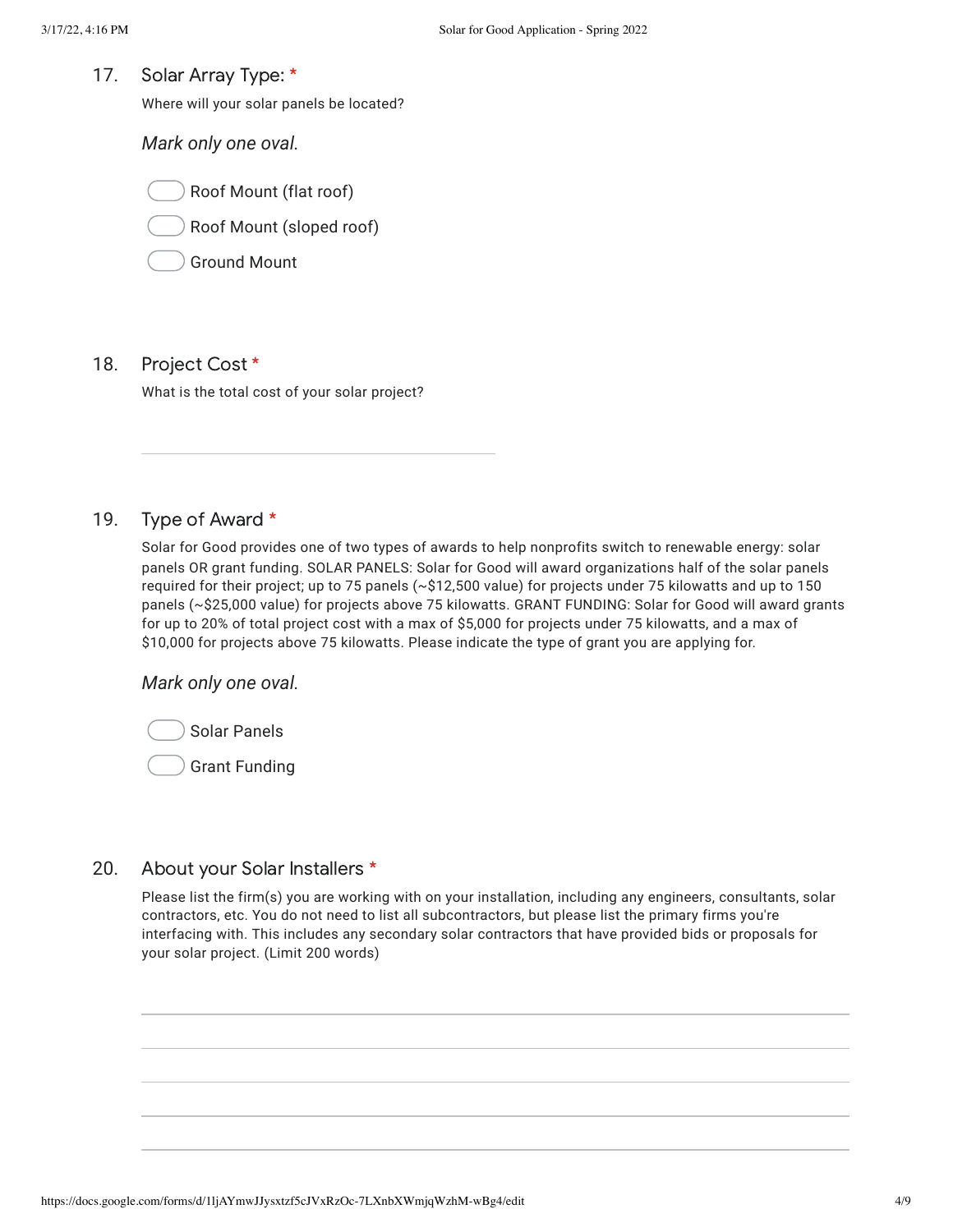17. **Solar Array Type:** *

Where will your solar panels be located?

*Mark only one oval.*

- ◯ Roof Mount (flat roof)
- ◯ Roof Mount (sloped roof)
- ◯ Ground Mount

18. **Project Cost** *

What is the total cost of your solar project?

_______________________________

19. **Type of Award** *

Solar for Good provides one of two types of awards to help nonprofits switch to renewable energy: solar panels OR grant funding. SOLAR PANELS: Solar for Good will award organizations half of the solar panels required for their project; up to 75 panels (~$12,500 value) for projects under 75 kilowatts and up to 150 panels (~$25,000 value) for projects above 75 kilowatts. GRANT FUNDING: Solar for Good will award grants for up to 20% of total project cost with a max of $5,000 for projects under 75 kilowatts, and a max of $10,000 for projects above 75 kilowatts. Please indicate the type of grant you are applying for.

*Mark only one oval.*

- ◯ Solar Panels
- ◯ Grant Funding

20. **About your Solar Installers** *

Please list the firm(s) you are working with on your installation, including any engineers, consultants, solar contractors, etc. You do not need to list all subcontractors, but please list the primary firms you're interfacing with. This includes any secondary solar contractors that have provided bids or proposals for your solar project. (Limit 200 words)

_______________________________

_______________________________

_______________________________

_______________________________

_______________________________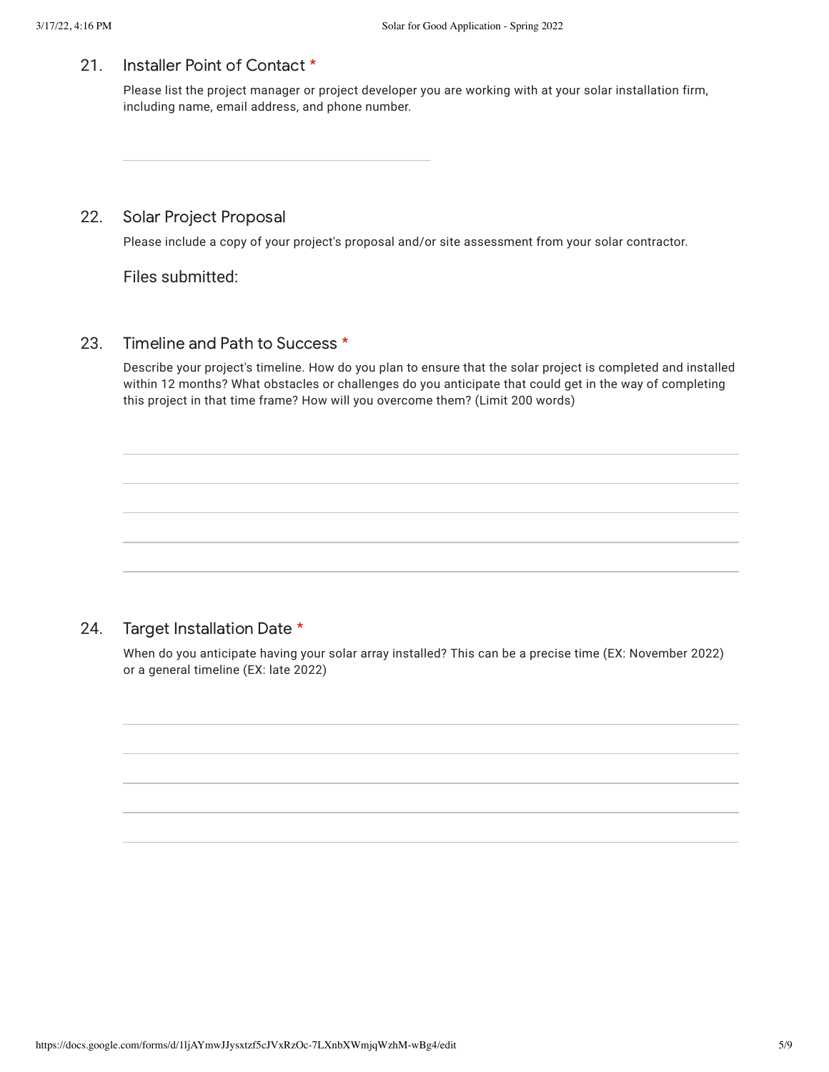21. Installer Point of Contact *

Please list the project manager or project developer you are working with at your solar installation firm, including name, email address, and phone number.

22. Solar Project Proposal

Please include a copy of your project's proposal and/or site assessment from your solar contractor.

Files submitted:

23. Timeline and Path to Success *

Describe your project's timeline. How do you plan to ensure that the solar project is completed and installed within 12 months? What obstacles or challenges do you anticipate that could get in the way of completing this project in that time frame? How will you overcome them? (Limit 200 words)

24. Target Installation Date *

When do you anticipate having your solar array installed? This can be a precise time (EX: November 2022) or a general timeline (EX: late 2022)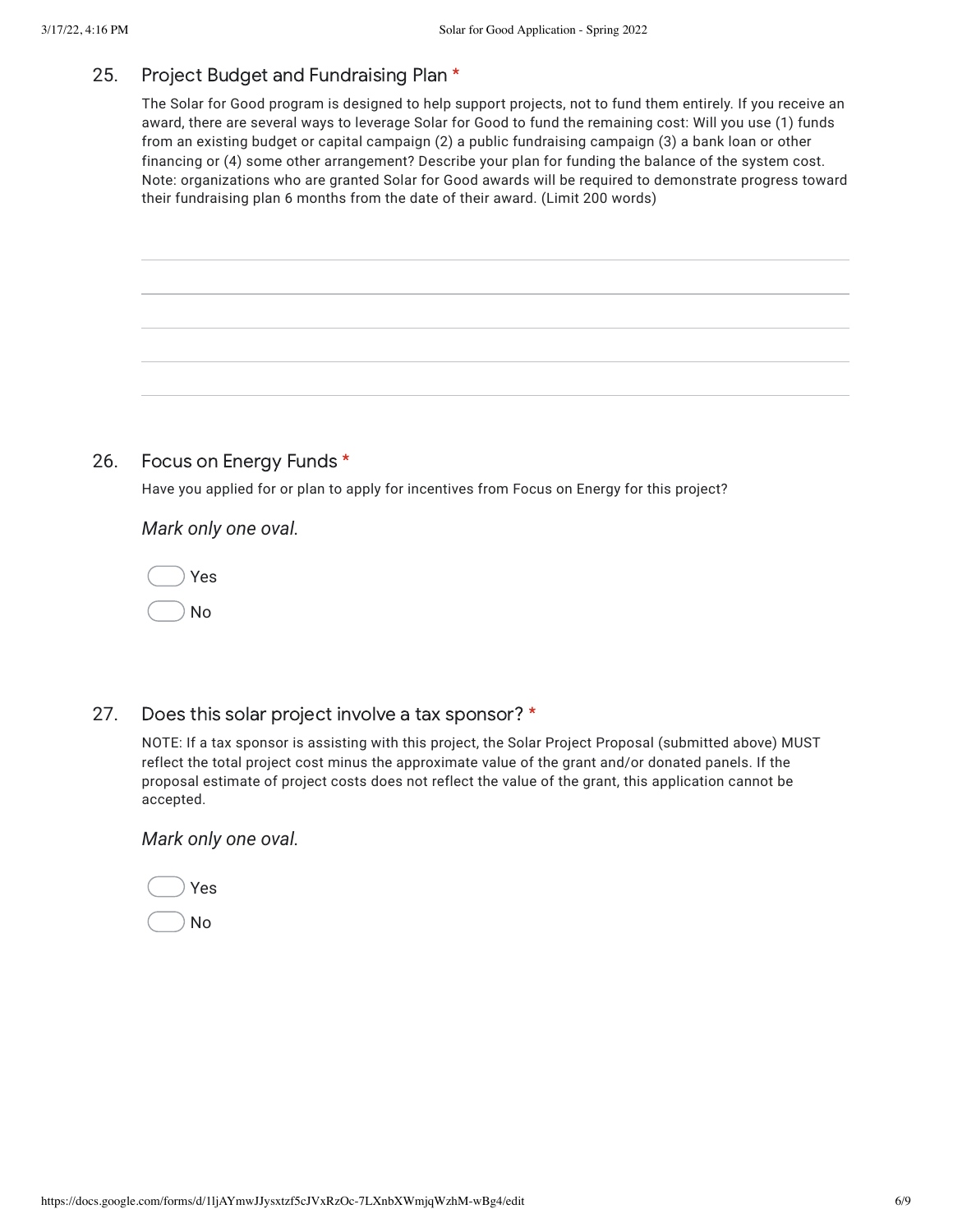25. Project Budget and Fundraising Plan *

The Solar for Good program is designed to help support projects, not to fund them entirely. If you receive an award, there are several ways to leverage Solar for Good to fund the remaining cost: Will you use (1) funds from an existing budget or capital campaign (2) a public fundraising campaign (3) a bank loan or other financing or (4) some other arrangement? Describe your plan for funding the balance of the system cost. Note: organizations who are granted Solar for Good awards will be required to demonstrate progress toward their fundraising plan 6 months from the date of their award. (Limit 200 words)

26. Focus on Energy Funds *

Have you applied for or plan to apply for incentives from Focus on Energy for this project?

*Mark only one oval.*

- Yes
- No

27. Does this solar project involve a tax sponsor? *

NOTE: If a tax sponsor is assisting with this project, the Solar Project Proposal (submitted above) MUST reflect the total project cost minus the approximate value of the grant and/or donated panels. If the proposal estimate of project costs does not reflect the value of the grant, this application cannot be accepted.

*Mark only one oval.*

- Yes
- No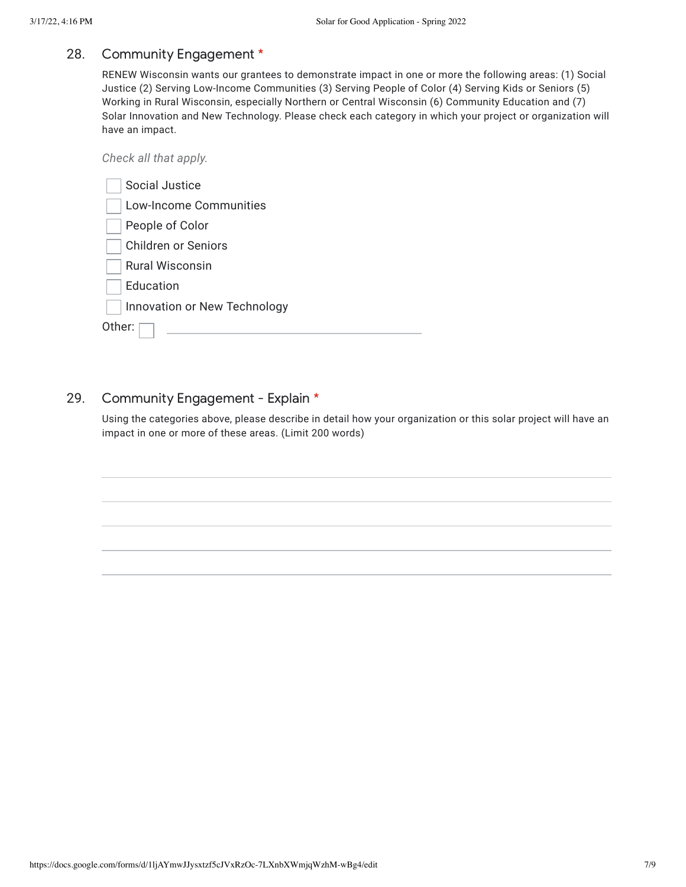28. Community Engagement *

RENEW Wisconsin wants our grantees to demonstrate impact in one or more the following areas: (1) Social Justice (2) Serving Low-Income Communities (3) Serving People of Color (4) Serving Kids or Seniors (5) Working in Rural Wisconsin, especially Northern or Central Wisconsin (6) Community Education and (7) Solar Innovation and New Technology. Please check each category in which your project or organization will have an impact.

*Check all that apply.*

- [ ] Social Justice
- [ ] Low-Income Communities
- [ ] People of Color
- [ ] Children or Seniors
- [ ] Rural Wisconsin
- [ ] Education
- [ ] Innovation or New Technology

Other: [ ] ______________________

29. Community Engagement - Explain *

Using the categories above, please describe in detail how your organization or this solar project will have an impact in one or more of these areas. (Limit 200 words)

______________________________________________

______________________________________________

______________________________________________

______________________________________________

______________________________________________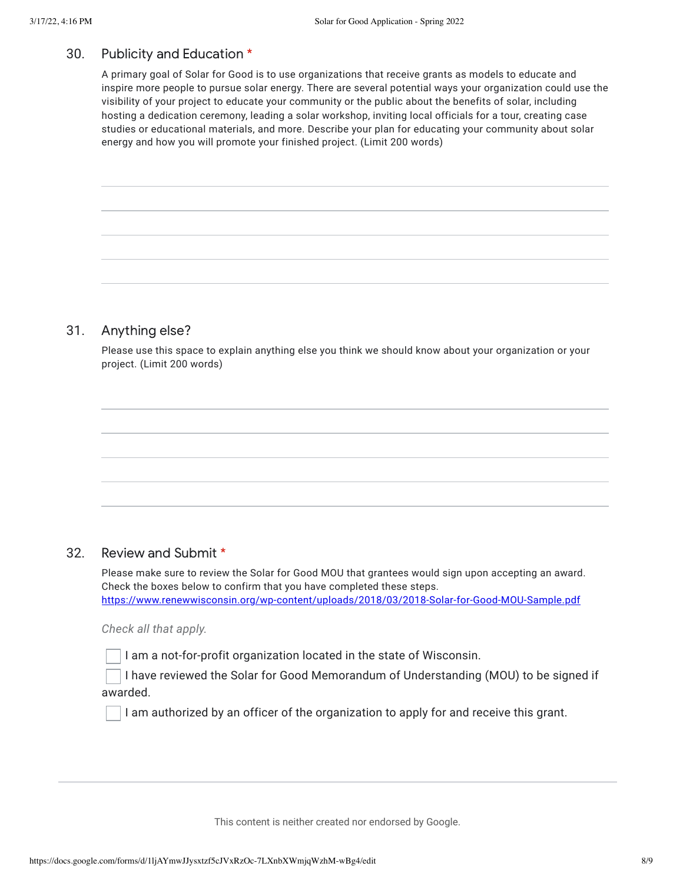## 30. Publicity and Education *

A primary goal of Solar for Good is to use organizations that receive grants as models to educate and inspire more people to pursue solar energy. There are several potential ways your organization could use the visibility of your project to educate your community or the public about the benefits of solar, including hosting a dedication ceremony, leading a solar workshop, inviting local officials for a tour, creating case studies or educational materials, and more. Describe your plan for educating your community about solar energy and how you will promote your finished project. (Limit 200 words)

## 31. Anything else?

Please use this space to explain anything else you think we should know about your organization or your project. (Limit 200 words)

## 32. Review and Submit *

Please make sure to review the Solar for Good MOU that grantees would sign upon accepting an award. Check the boxes below to confirm that you have completed these steps.
https://www.renewwisconsin.org/wp-content/uploads/2018/03/2018-Solar-for-Good-MOU-Sample.pdf

*Check all that apply.*

- [ ] I am a not-for-profit organization located in the state of Wisconsin.
- [ ] I have reviewed the Solar for Good Memorandum of Understanding (MOU) to be signed if awarded.
- [ ] I am authorized by an officer of the organization to apply for and receive this grant.

This content is neither created nor endorsed by Google.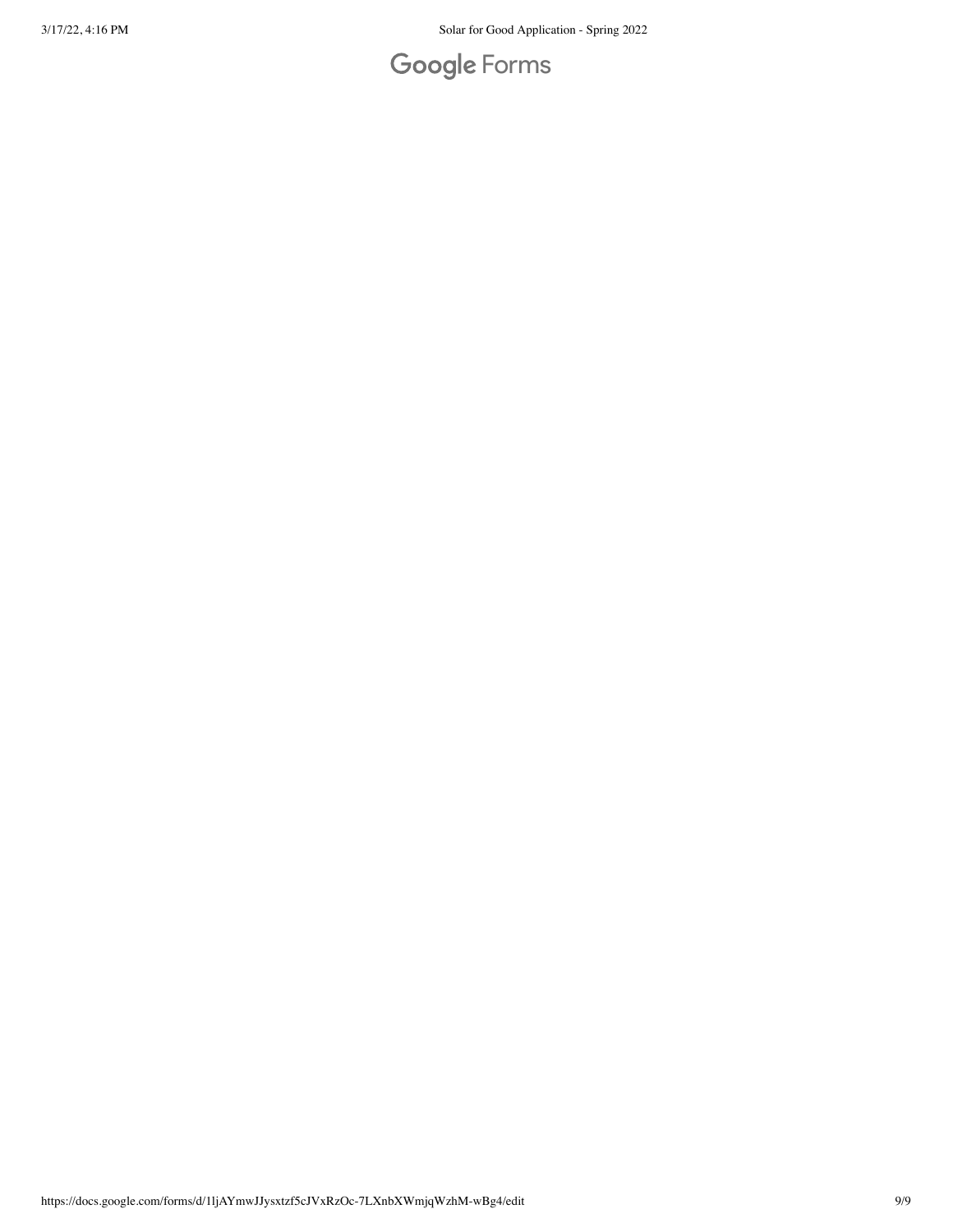Google Forms